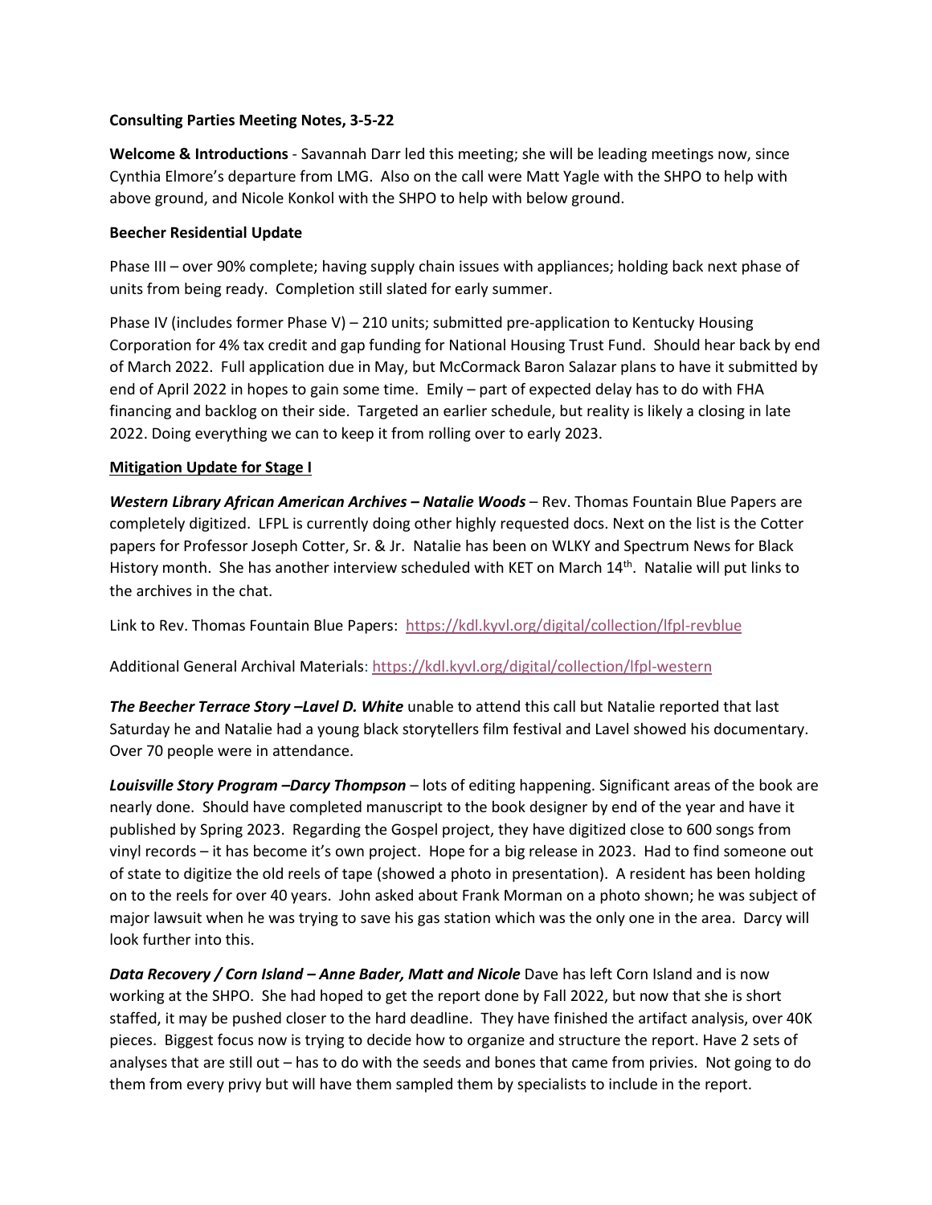**Consulting Parties Meeting Notes, 3-5-22**

**Welcome & Introductions** - Savannah Darr led this meeting; she will be leading meetings now, since Cynthia Elmore's departure from LMG. Also on the call were Matt Yagle with the SHPO to help with above ground, and Nicole Konkol with the SHPO to help with below ground.

**Beecher Residential Update**

Phase III – over 90% complete; having supply chain issues with appliances; holding back next phase of units from being ready. Completion still slated for early summer.

Phase IV (includes former Phase V) – 210 units; submitted pre-application to Kentucky Housing Corporation for 4% tax credit and gap funding for National Housing Trust Fund. Should hear back by end of March 2022. Full application due in May, but McCormack Baron Salazar plans to have it submitted by end of April 2022 in hopes to gain some time. Emily – part of expected delay has to do with FHA financing and backlog on their side. Targeted an earlier schedule, but reality is likely a closing in late 2022. Doing everything we can to keep it from rolling over to early 2023.

<u>**Mitigation Update for Stage I**</u>

***Western Library African American Archives – Natalie Woods*** – Rev. Thomas Fountain Blue Papers are completely digitized. LFPL is currently doing other highly requested docs. Next on the list is the Cotter papers for Professor Joseph Cotter, Sr. & Jr. Natalie has been on WLKY and Spectrum News for Black History month. She has another interview scheduled with KET on March 14th. Natalie will put links to the archives in the chat.

Link to Rev. Thomas Fountain Blue Papers: https://kdl.kyvl.org/digital/collection/lfpl-revblue

Additional General Archival Materials: https://kdl.kyvl.org/digital/collection/lfpl-western

***The Beecher Terrace Story –Lavel D. White*** unable to attend this call but Natalie reported that last Saturday he and Natalie had a young black storytellers film festival and Lavel showed his documentary. Over 70 people were in attendance.

***Louisville Story Program –Darcy Thompson*** – lots of editing happening. Significant areas of the book are nearly done. Should have completed manuscript to the book designer by end of the year and have it published by Spring 2023. Regarding the Gospel project, they have digitized close to 600 songs from vinyl records – it has become it's own project. Hope for a big release in 2023. Had to find someone out of state to digitize the old reels of tape (showed a photo in presentation). A resident has been holding on to the reels for over 40 years. John asked about Frank Morman on a photo shown; he was subject of major lawsuit when he was trying to save his gas station which was the only one in the area. Darcy will look further into this.

***Data Recovery / Corn Island – Anne Bader, Matt and Nicole*** Dave has left Corn Island and is now working at the SHPO. She had hoped to get the report done by Fall 2022, but now that she is short staffed, it may be pushed closer to the hard deadline. They have finished the artifact analysis, over 40K pieces. Biggest focus now is trying to decide how to organize and structure the report. Have 2 sets of analyses that are still out – has to do with the seeds and bones that came from privies. Not going to do them from every privy but will have them sampled them by specialists to include in the report.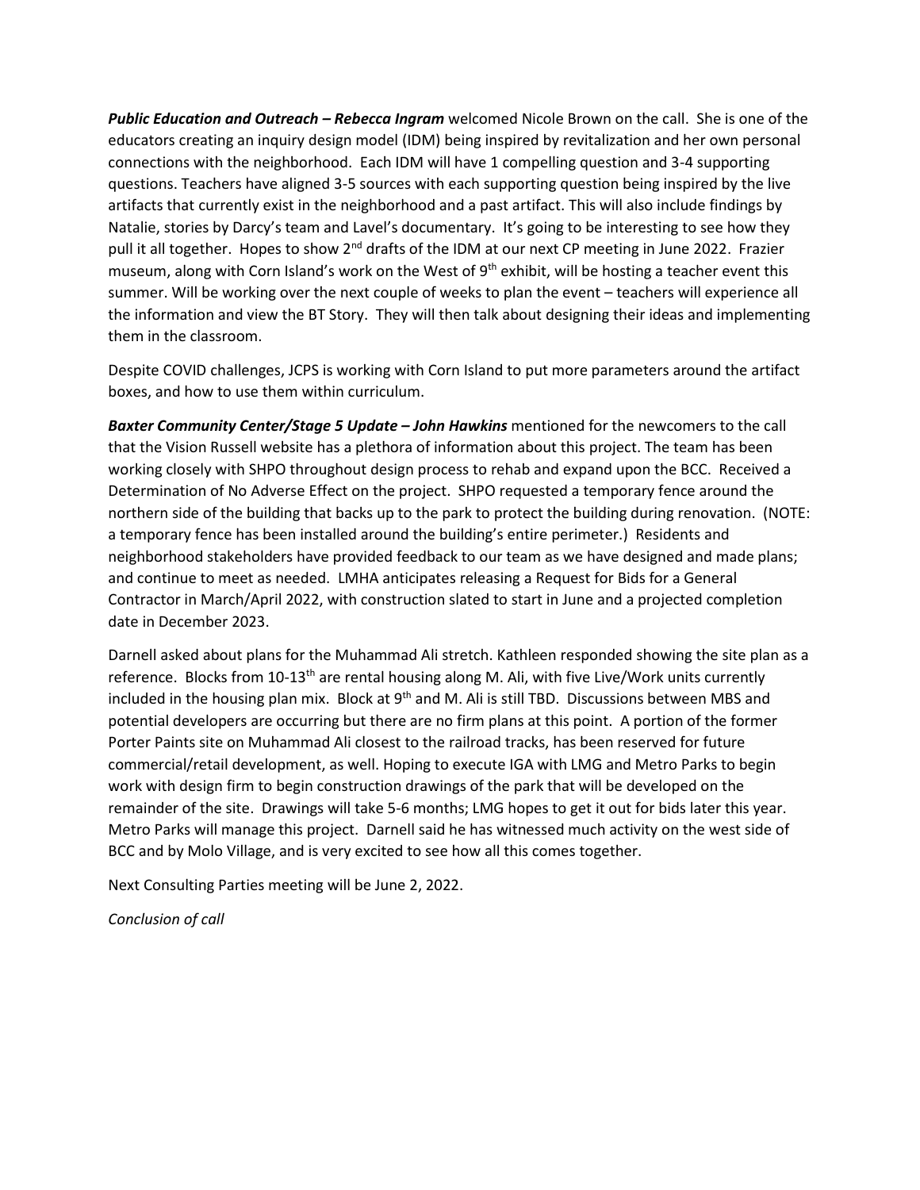***Public Education and Outreach – Rebecca Ingram*** welcomed Nicole Brown on the call. She is one of the educators creating an inquiry design model (IDM) being inspired by revitalization and her own personal connections with the neighborhood. Each IDM will have 1 compelling question and 3-4 supporting questions. Teachers have aligned 3-5 sources with each supporting question being inspired by the live artifacts that currently exist in the neighborhood and a past artifact. This will also include findings by Natalie, stories by Darcy's team and Lavel's documentary. It's going to be interesting to see how they pull it all together. Hopes to show 2nd drafts of the IDM at our next CP meeting in June 2022. Frazier museum, along with Corn Island's work on the West of 9th exhibit, will be hosting a teacher event this summer. Will be working over the next couple of weeks to plan the event – teachers will experience all the information and view the BT Story. They will then talk about designing their ideas and implementing them in the classroom.

Despite COVID challenges, JCPS is working with Corn Island to put more parameters around the artifact boxes, and how to use them within curriculum.

***Baxter Community Center/Stage 5 Update – John Hawkins*** mentioned for the newcomers to the call that the Vision Russell website has a plethora of information about this project. The team has been working closely with SHPO throughout design process to rehab and expand upon the BCC. Received a Determination of No Adverse Effect on the project. SHPO requested a temporary fence around the northern side of the building that backs up to the park to protect the building during renovation. (NOTE: a temporary fence has been installed around the building's entire perimeter.) Residents and neighborhood stakeholders have provided feedback to our team as we have designed and made plans; and continue to meet as needed. LMHA anticipates releasing a Request for Bids for a General Contractor in March/April 2022, with construction slated to start in June and a projected completion date in December 2023.

Darnell asked about plans for the Muhammad Ali stretch. Kathleen responded showing the site plan as a reference. Blocks from 10-13th are rental housing along M. Ali, with five Live/Work units currently included in the housing plan mix. Block at 9th and M. Ali is still TBD. Discussions between MBS and potential developers are occurring but there are no firm plans at this point. A portion of the former Porter Paints site on Muhammad Ali closest to the railroad tracks, has been reserved for future commercial/retail development, as well. Hoping to execute IGA with LMG and Metro Parks to begin work with design firm to begin construction drawings of the park that will be developed on the remainder of the site. Drawings will take 5-6 months; LMG hopes to get it out for bids later this year. Metro Parks will manage this project. Darnell said he has witnessed much activity on the west side of BCC and by Molo Village, and is very excited to see how all this comes together.

Next Consulting Parties meeting will be June 2, 2022.

*Conclusion of call*